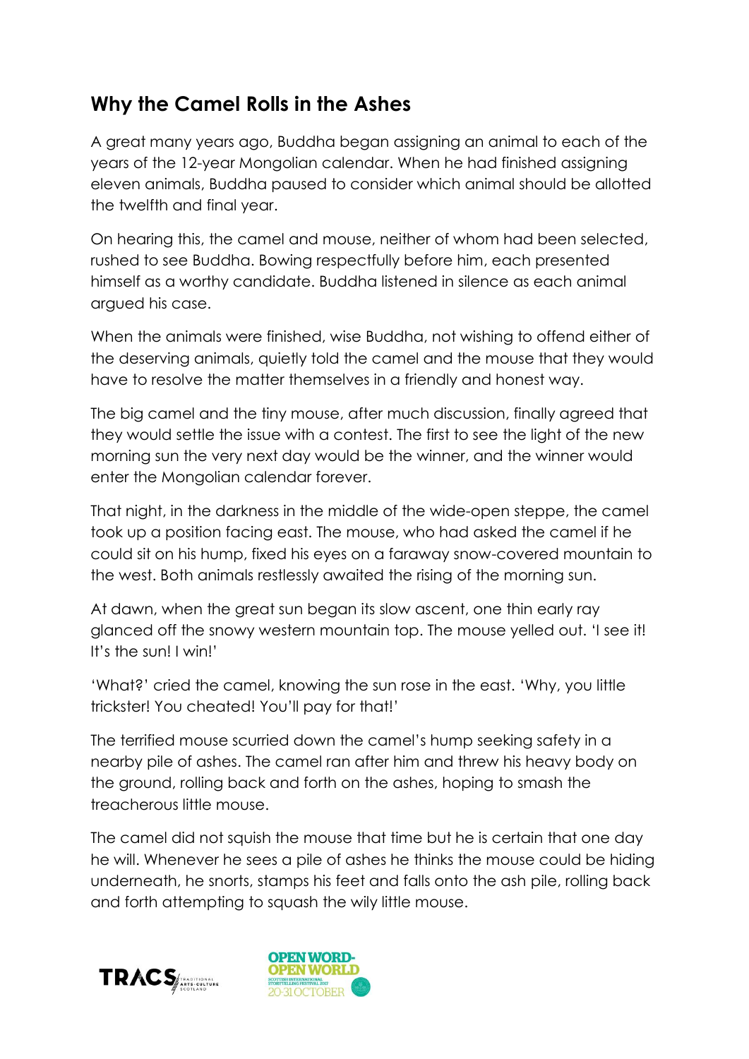## Why the Camel Rolls in the Ashes

A great many years ago, Buddha began assigning an animal to each of the years of the 12-year Mongolian calendar. When he had finished assigning eleven animals, Buddha paused to consider which animal should be allotted the twelfth and final year.

On hearing this, the camel and mouse, neither of whom had been selected, rushed to see Buddha. Bowing respectfully before him, each presented himself as a worthy candidate. Buddha listened in silence as each animal argued his case.

When the animals were finished, wise Buddha, not wishing to offend either of the deserving animals, quietly told the camel and the mouse that they would have to resolve the matter themselves in a friendly and honest way.

The big camel and the tiny mouse, after much discussion, finally agreed that they would settle the issue with a contest. The first to see the light of the new morning sun the very next day would be the winner, and the winner would enter the Mongolian calendar forever.

That night, in the darkness in the middle of the wide-open steppe, the camel took up a position facing east. The mouse, who had asked the camel if he could sit on his hump, fixed his eyes on a faraway snow-covered mountain to the west. Both animals restlessly awaited the rising of the morning sun.

At dawn, when the great sun began its slow ascent, one thin early ray glanced off the snowy western mountain top. The mouse yelled out. 'I see it! It's the sun! I win!'

'What?' cried the camel, knowing the sun rose in the east. 'Why, you little trickster! You cheated! You'll pay for that!'

The terrified mouse scurried down the camel's hump seeking safety in a nearby pile of ashes. The camel ran after him and threw his heavy body on the ground, rolling back and forth on the ashes, hoping to smash the treacherous little mouse.

The camel did not squish the mouse that time but he is certain that one day he will. Whenever he sees a pile of ashes he thinks the mouse could be hiding underneath, he snorts, stamps his feet and falls onto the ash pile, rolling back and forth attempting to squash the wily little mouse.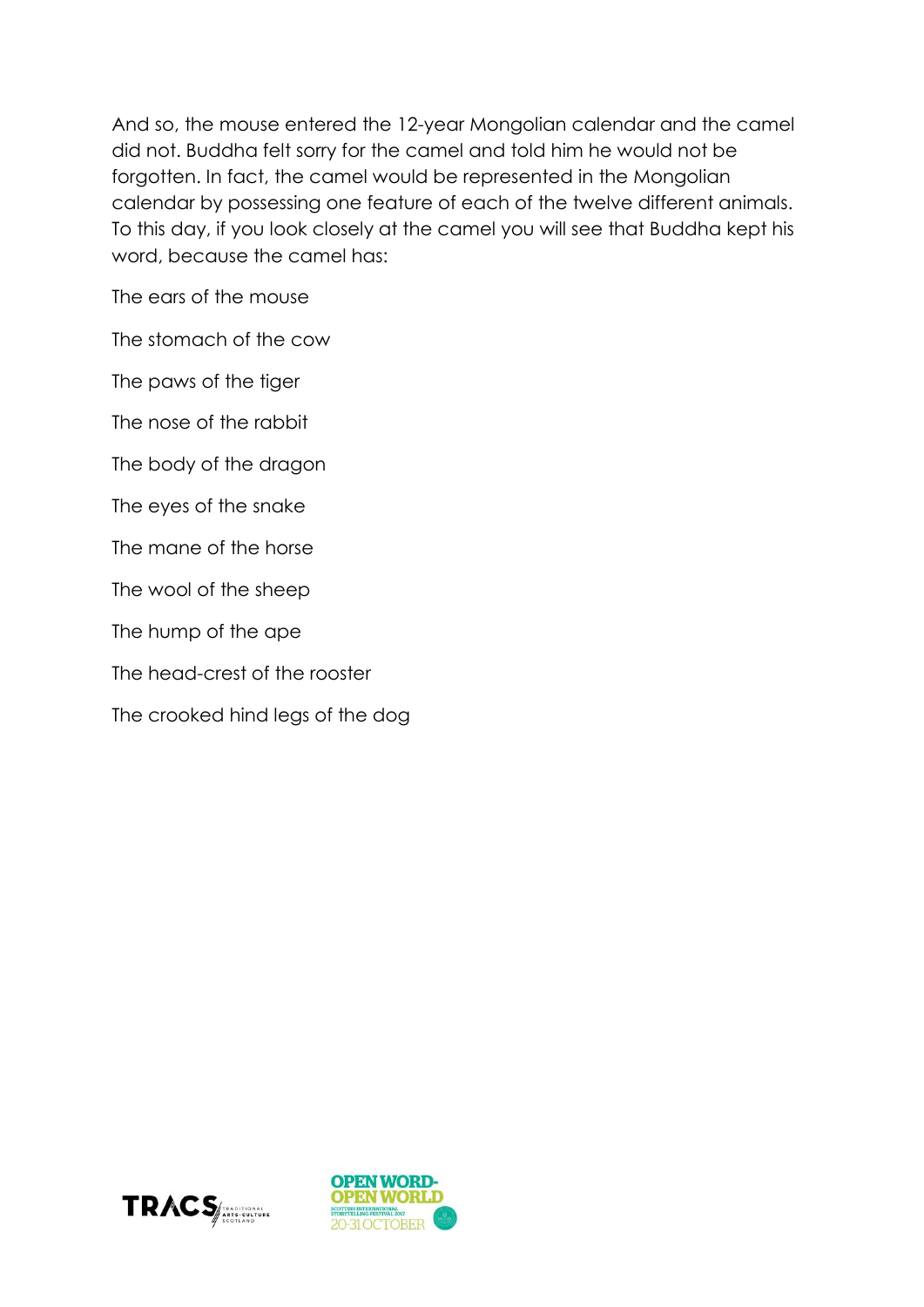And so, the mouse entered the 12-year Mongolian calendar and the camel did not. Buddha felt sorry for the camel and told him he would not be forgotten. In fact, the camel would be represented in the Mongolian calendar by possessing one feature of each of the twelve different animals. To this day, if you look closely at the camel you will see that Buddha kept his word, because the camel has:

The ears of the mouse

The stomach of the cow

The paws of the tiger

The nose of the rabbit

The body of the dragon

The eyes of the snake

The mane of the horse

The wool of the sheep

The hump of the ape

The head-crest of the rooster

The crooked hind legs of the dog